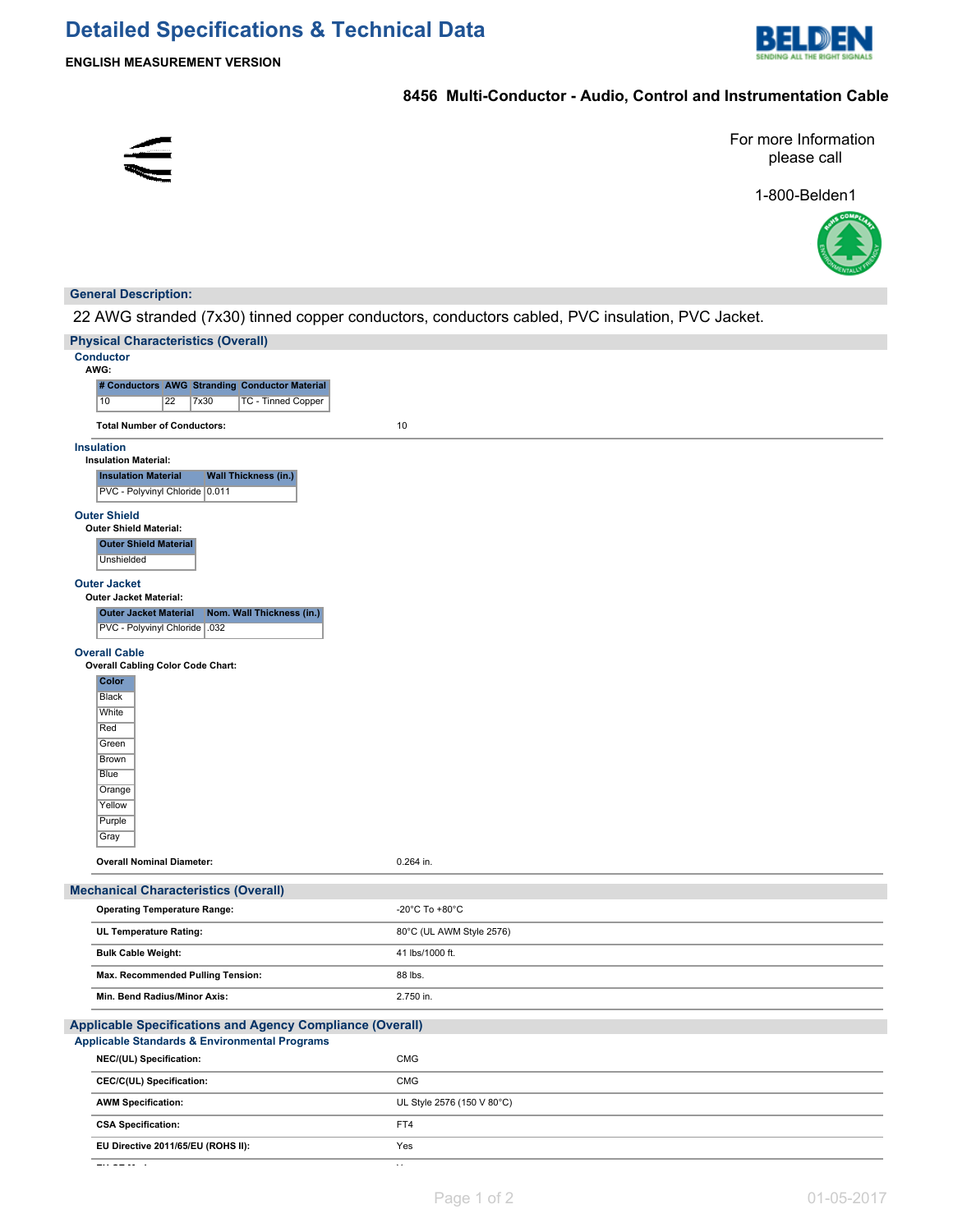# Detailed Specifications & Technical Data

**ENGLISH MEASUREMENT VERSION**

## 8456 Multi-Conductor - Audio, Control and Instrumentation Cable

For more Information please call

1-800-Belden1

### General Description:

22 AWG stranded (7x30) tinned copper conductors, conductors cabled, PVC insulation, PVC Jacket.

### Physical Characteristics (Overall)

#### Conductor

**AWG:**

| # Conductors | AWG | Stranding | Conductor Material |
|---|---|---|---|
| 10 | 22 | 7x30 | TC - Tinned Copper |

| | |
|---|---|
| **Total Number of Conductors:** | 10 |

#### Insulation

**Insulation Material:**

| Insulation Material | Wall Thickness (in.) |
|---|---|
| PVC - Polyvinyl Chloride | 0.011 |

#### Outer Shield

**Outer Shield Material:**

| Outer Shield Material |
|---|
| Unshielded |

#### Outer Jacket

**Outer Jacket Material:**

| Outer Jacket Material | Nom. Wall Thickness (in.) |
|---|---|
| PVC - Polyvinyl Chloride | .032 |

#### Overall Cable

**Overall Cabling Color Code Chart:**

| Color |
|---|
| Black |
| White |
| Red |
| Green |
| Brown |
| Blue |
| Orange |
| Yellow |
| Purple |
| Gray |

| | |
|---|---|
| **Overall Nominal Diameter:** | 0.264 in. |

### Mechanical Characteristics (Overall)

| | |
|---|---|
| **Operating Temperature Range:** | -20°C To +80°C |
| **UL Temperature Rating:** | 80°C (UL AWM Style 2576) |
| **Bulk Cable Weight:** | 41 lbs/1000 ft. |
| **Max. Recommended Pulling Tension:** | 88 lbs. |
| **Min. Bend Radius/Minor Axis:** | 2.750 in. |

### Applicable Specifications and Agency Compliance (Overall)

#### Applicable Standards & Environmental Programs

| | |
|---|---|
| **NEC/(UL) Specification:** | CMG |
| **CEC/C(UL) Specification:** | CMG |
| **AWM Specification:** | UL Style 2576 (150 V 80°C) |
| **CSA Specification:** | FT4 |
| **EU Directive 2011/65/EU (ROHS II):** | Yes |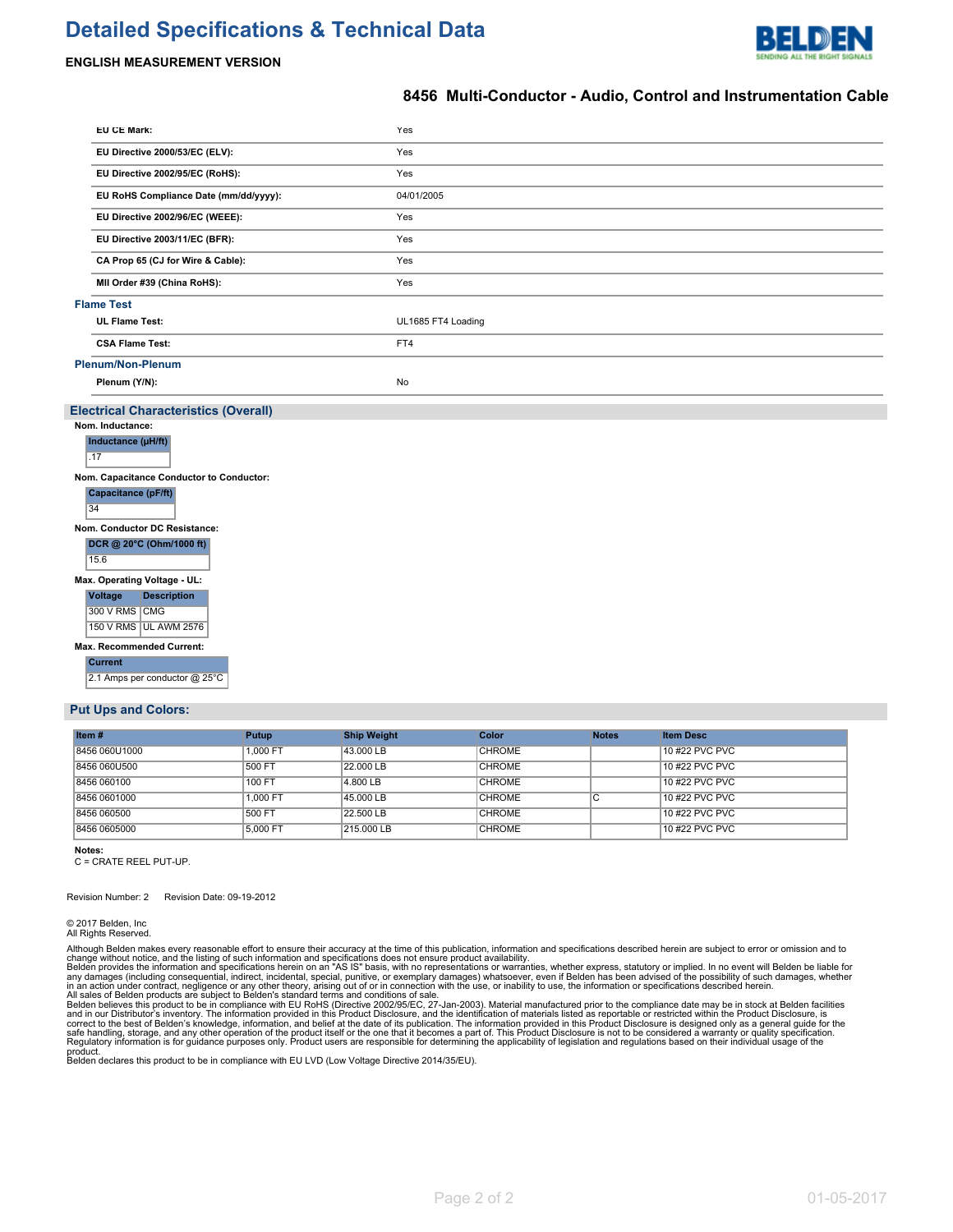# Detailed Specifications & Technical Data

**ENGLISH MEASUREMENT VERSION**

## 8456 Multi-Conductor - Audio, Control and Instrumentation Cable

| | |
|---|---|
| **EU CE Mark:** | Yes |
| **EU Directive 2000/53/EC (ELV):** | Yes |
| **EU Directive 2002/95/EC (RoHS):** | Yes |
| **EU RoHS Compliance Date (mm/dd/yyyy):** | 04/01/2005 |
| **EU Directive 2002/96/EC (WEEE):** | Yes |
| **EU Directive 2003/11/EC (BFR):** | Yes |
| **CA Prop 65 (CJ for Wire & Cable):** | Yes |
| **MII Order #39 (China RoHS):** | Yes |

### Flame Test

| | |
|---|---|
| **UL Flame Test:** | UL1685 FT4 Loading |
| **CSA Flame Test:** | FT4 |

### Plenum/Non-Plenum

| | |
|---|---|
| **Plenum (Y/N):** | No |

## Electrical Characteristics (Overall)

**Nom. Inductance:**

| Inductance (µH/ft) |
|---|
| .17 |

**Nom. Capacitance Conductor to Conductor:**

| Capacitance (pF/ft) |
|---|
| 34 |

**Nom. Conductor DC Resistance:**

| DCR @ 20°C (Ohm/1000 ft) |
|---|
| 15.6 |

**Max. Operating Voltage - UL:**

| Voltage | Description |
|---|---|
| 300 V RMS | CMG |
| 150 V RMS | UL AWM 2576 |

**Max. Recommended Current:**

| Current |
|---|
| 2.1 Amps per conductor @ 25°C |

## Put Ups and Colors:

| Item # | Putup | Ship Weight | Color | Notes | Item Desc |
|---|---|---|---|---|---|
| 8456 060U1000 | 1,000 FT | 43.000 LB | CHROME | | 10 #22 PVC PVC |
| 8456 060U500 | 500 FT | 22.000 LB | CHROME | | 10 #22 PVC PVC |
| 8456 060100 | 100 FT | 4.800 LB | CHROME | | 10 #22 PVC PVC |
| 8456 0601000 | 1,000 FT | 45.000 LB | CHROME | C | 10 #22 PVC PVC |
| 8456 060500 | 500 FT | 22.500 LB | CHROME | | 10 #22 PVC PVC |
| 8456 0605000 | 5,000 FT | 215.000 LB | CHROME | | 10 #22 PVC PVC |

**Notes:**
C = CRATE REEL PUT-UP.

Revision Number: 2 Revision Date: 09-19-2012

© 2017 Belden, Inc
All Rights Reserved.

Although Belden makes every reasonable effort to ensure their accuracy at the time of this publication, information and specifications described herein are subject to error or omission and to change without notice, and the listing of such information and specifications does not ensure product availability.
Belden provides the information and specifications herein on an "AS IS" basis, with no representations or warranties, whether express, statutory or implied. In no event will Belden be liable for any damages (including consequential, indirect, incidental, special, punitive, or exemplary damages) whatsoever, even if Belden has been advised of the possibility of such damages, whether in an action under contract, negligence or any other theory, arising out of or in connection with the use, or inability to use, the information or specifications described herein.
All sales of Belden products are subject to Belden's standard terms and conditions of sale.
Belden believes this product to be in compliance with EU RoHS (Directive 2002/95/EC, 27-Jan-2003). Material manufactured prior to the compliance date may be in stock at Belden facilities and in our Distributor's inventory. The information provided in this Product Disclosure, and the identification of materials listed as reportable or restricted within the Product Disclosure, is correct to the best of Belden's knowledge, information, and belief at the date of its publication. The information provided in this Product Disclosure is designed only as a general guide for the safe handling, storage, and any other operation of the product itself or the one that it becomes a part of. This Product Disclosure is not to be considered a warranty or quality specification. Regulatory information is for guidance purposes only. Product users are responsible for determining the applicability of legislation and regulations based on their individual usage of the product.
Belden declares this product to be in compliance with EU LVD (Low Voltage Directive 2014/35/EU).